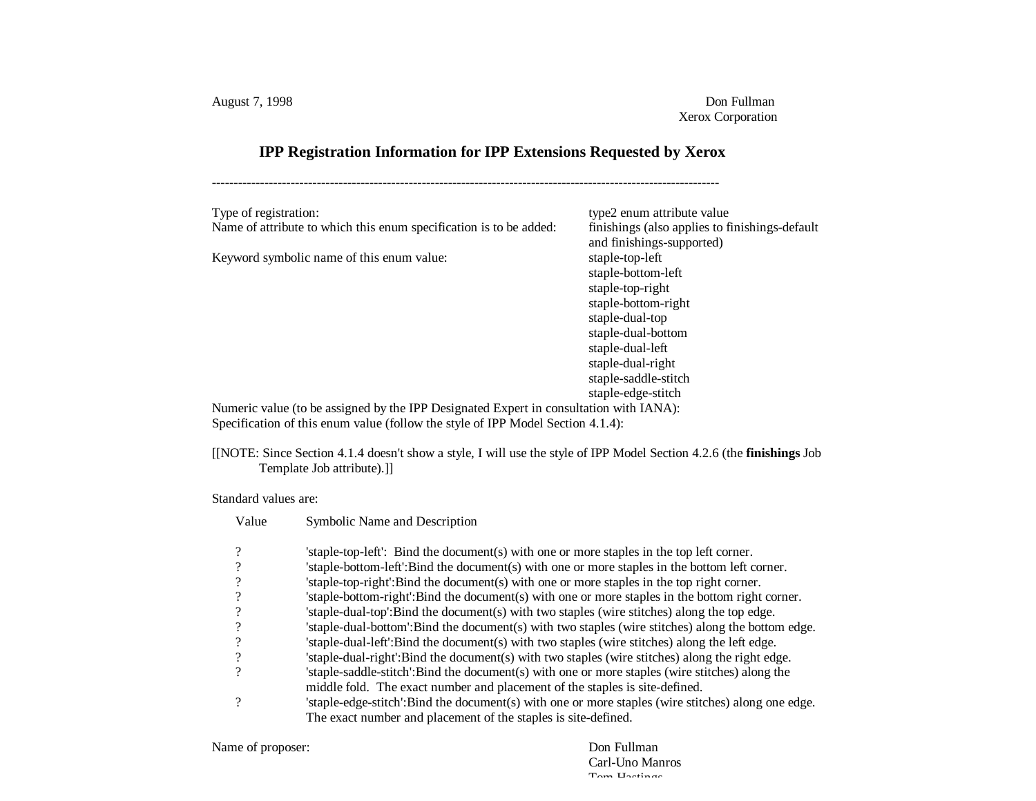August 7, 1998

Don Fullman
Xerox Corporation

# IPP Registration Information for IPP Extensions Requested by Xerox

---

| | |
|---|---|
| Type of registration: | type2 enum attribute value |
| Name of attribute to which this enum specification is to be added: | finishings (also applies to finishings-default and finishings-supported) |
| Keyword symbolic name of this enum value: | staple-top-left<br>staple-bottom-left<br>staple-top-right<br>staple-bottom-right<br>staple-dual-top<br>staple-dual-bottom<br>staple-dual-left<br>staple-dual-right<br>staple-saddle-stitch<br>staple-edge-stitch |

Numeric value (to be assigned by the IPP Designated Expert in consultation with IANA):
Specification of this enum value (follow the style of IPP Model Section 4.1.4):

[[NOTE: Since Section 4.1.4 doesn't show a style, I will use the style of IPP Model Section 4.2.6 (the **finishings** Job Template Job attribute).]]

Standard values are:

| Value | Symbolic Name and Description |
|---|---|
| ? | 'staple-top-left': Bind the document(s) with one or more staples in the top left corner. |
| ? | 'staple-bottom-left':Bind the document(s) with one or more staples in the bottom left corner. |
| ? | 'staple-top-right':Bind the document(s) with one or more staples in the top right corner. |
| ? | 'staple-bottom-right':Bind the document(s) with one or more staples in the bottom right corner. |
| ? | 'staple-dual-top':Bind the document(s) with two staples (wire stitches) along the top edge. |
| ? | 'staple-dual-bottom':Bind the document(s) with two staples (wire stitches) along the bottom edge. |
| ? | 'staple-dual-left':Bind the document(s) with two staples (wire stitches) along the left edge. |
| ? | 'staple-dual-right':Bind the document(s) with two staples (wire stitches) along the right edge. |
| ? | 'staple-saddle-stitch':Bind the document(s) with one or more staples (wire stitches) along the middle fold. The exact number and placement of the staples is site-defined. |
| ? | 'staple-edge-stitch':Bind the document(s) with one or more staples (wire stitches) along one edge. The exact number and placement of the staples is site-defined. |

Name of proposer: Don Fullman
Carl-Uno Manros
Tom Hastings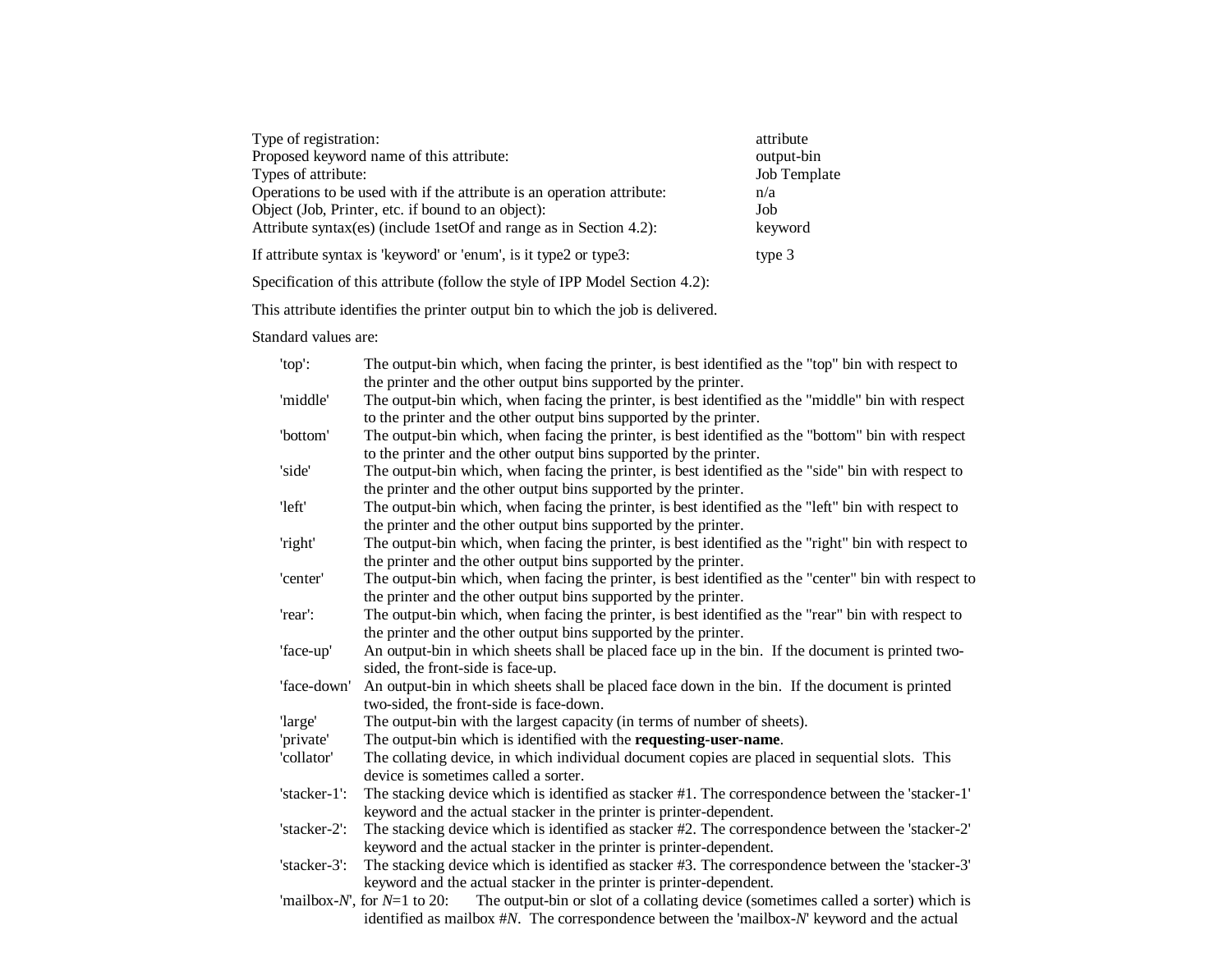Type of registration: attribute
Proposed keyword name of this attribute: output-bin
Types of attribute: Job Template
Operations to be used with if the attribute is an operation attribute: n/a
Object (Job, Printer, etc. if bound to an object): Job
Attribute syntax(es) (include 1setOf and range as in Section 4.2): keyword

If attribute syntax is 'keyword' or 'enum', is it type2 or type3: type 3

Specification of this attribute (follow the style of IPP Model Section 4.2):

This attribute identifies the printer output bin to which the job is delivered.

Standard values are:

- 'top': The output-bin which, when facing the printer, is best identified as the "top" bin with respect to the printer and the other output bins supported by the printer.
- 'middle' The output-bin which, when facing the printer, is best identified as the "middle" bin with respect to the printer and the other output bins supported by the printer.
- 'bottom' The output-bin which, when facing the printer, is best identified as the "bottom" bin with respect to the printer and the other output bins supported by the printer.
- 'side' The output-bin which, when facing the printer, is best identified as the "side" bin with respect to the printer and the other output bins supported by the printer.
- 'left' The output-bin which, when facing the printer, is best identified as the "left" bin with respect to the printer and the other output bins supported by the printer.
- 'right' The output-bin which, when facing the printer, is best identified as the "right" bin with respect to the printer and the other output bins supported by the printer.
- 'center' The output-bin which, when facing the printer, is best identified as the "center" bin with respect to the printer and the other output bins supported by the printer.
- 'rear': The output-bin which, when facing the printer, is best identified as the "rear" bin with respect to the printer and the other output bins supported by the printer.
- 'face-up' An output-bin in which sheets shall be placed face up in the bin. If the document is printed two-sided, the front-side is face-up.
- 'face-down' An output-bin in which sheets shall be placed face down in the bin. If the document is printed two-sided, the front-side is face-down.
- 'large' The output-bin with the largest capacity (in terms of number of sheets).
- 'private' The output-bin which is identified with the **requesting-user-name**.
- 'collator' The collating device, in which individual document copies are placed in sequential slots. This device is sometimes called a sorter.
- 'stacker-1': The stacking device which is identified as stacker #1. The correspondence between the 'stacker-1' keyword and the actual stacker in the printer is printer-dependent.
- 'stacker-2': The stacking device which is identified as stacker #2. The correspondence between the 'stacker-2' keyword and the actual stacker in the printer is printer-dependent.
- 'stacker-3': The stacking device which is identified as stacker #3. The correspondence between the 'stacker-3' keyword and the actual stacker in the printer is printer-dependent.
- 'mailbox-*N*', for *N*=1 to 20: The output-bin or slot of a collating device (sometimes called a sorter) which is identified as mailbox #*N*. The correspondence between the 'mailbox-*N*' keyword and the actual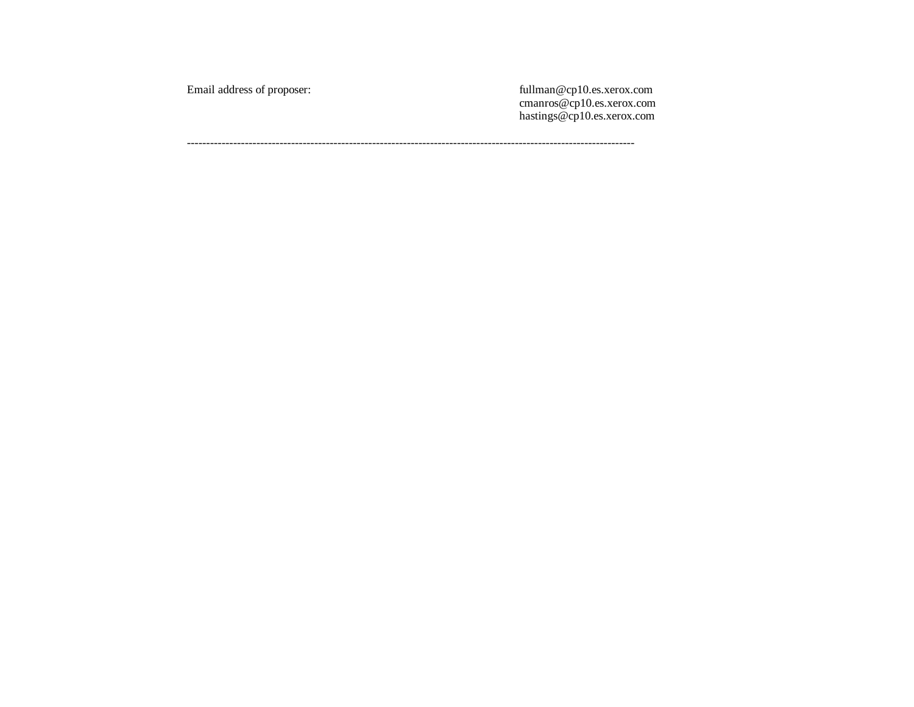Email address of proposer: fullman@cp10.es.xerox.com
cmanros@cp10.es.xerox.com
hastings@cp10.es.xerox.com

--------------------------------------------------------------------------------------------------------------------